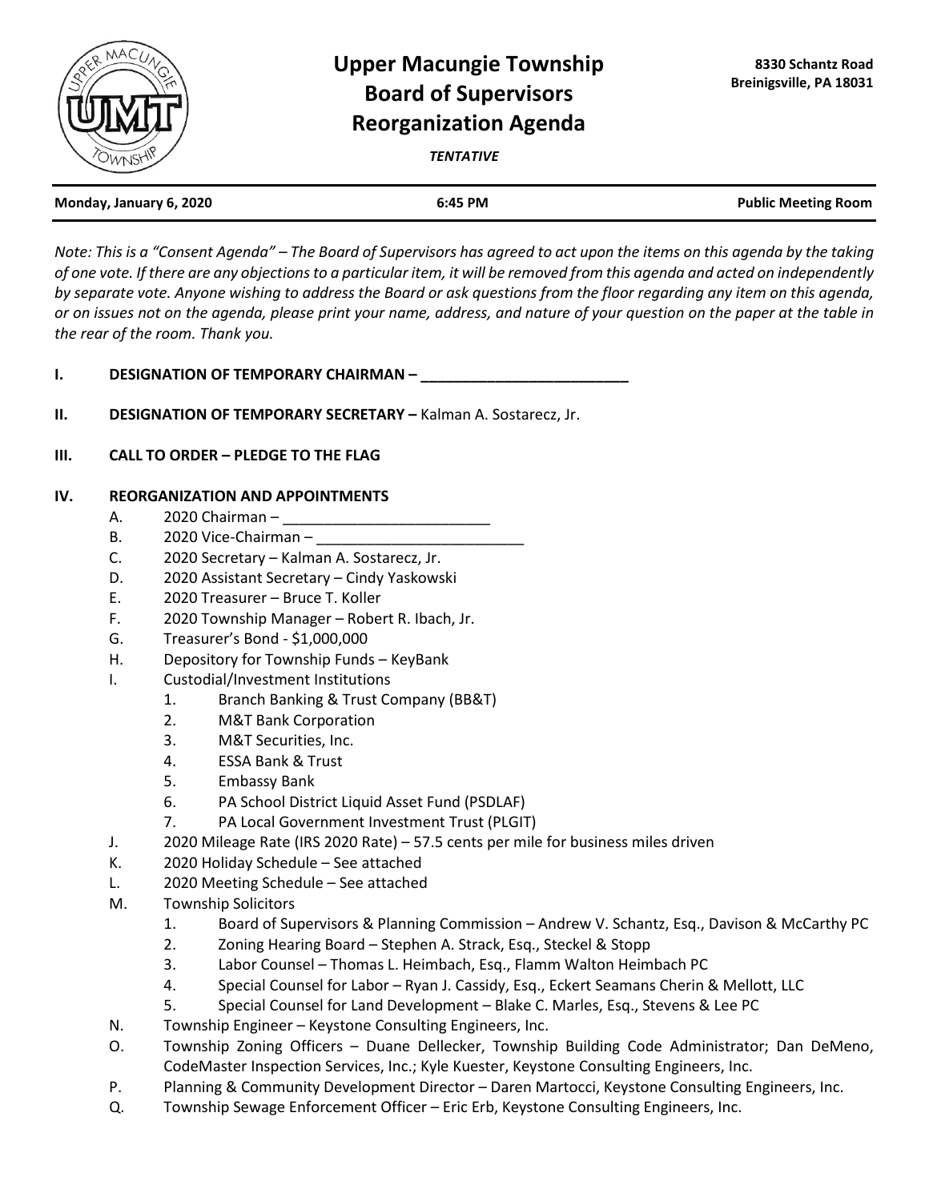# Upper Macungie Township Board of Supervisors Reorganization Agenda

8330 Schantz Road
Breinigsville, PA 18031

*TENTATIVE*

**Monday, January 6, 2020** | **6:45 PM** | **Public Meeting Room**

*Note: This is a "Consent Agenda" – The Board of Supervisors has agreed to act upon the items on this agenda by the taking of one vote. If there are any objections to a particular item, it will be removed from this agenda and acted on independently by separate vote. Anyone wishing to address the Board or ask questions from the floor regarding any item on this agenda, or on issues not on the agenda, please print your name, address, and nature of your question on the paper at the table in the rear of the room. Thank you.*

**I. DESIGNATION OF TEMPORARY CHAIRMAN –** \_\_\_\_\_\_\_\_\_\_\_\_\_\_\_\_\_\_\_\_\_\_\_\_\_

**II. DESIGNATION OF TEMPORARY SECRETARY –** Kalman A. Sostarecz, Jr.

**III. CALL TO ORDER – PLEDGE TO THE FLAG**

**IV. REORGANIZATION AND APPOINTMENTS**

A. 2020 Chairman – \_\_\_\_\_\_\_\_\_\_\_\_\_\_\_\_\_\_\_\_\_\_\_\_\_

B. 2020 Vice-Chairman – \_\_\_\_\_\_\_\_\_\_\_\_\_\_\_\_\_\_\_\_\_\_\_\_\_

C. 2020 Secretary – Kalman A. Sostarecz, Jr.

D. 2020 Assistant Secretary – Cindy Yaskowski

E. 2020 Treasurer – Bruce T. Koller

F. 2020 Township Manager – Robert R. Ibach, Jr.

G. Treasurer's Bond - $1,000,000

H. Depository for Township Funds – KeyBank

I. Custodial/Investment Institutions
   1. Branch Banking & Trust Company (BB&T)
   2. M&T Bank Corporation
   3. M&T Securities, Inc.
   4. ESSA Bank & Trust
   5. Embassy Bank
   6. PA School District Liquid Asset Fund (PSDLAF)
   7. PA Local Government Investment Trust (PLGIT)

J. 2020 Mileage Rate (IRS 2020 Rate) – 57.5 cents per mile for business miles driven

K. 2020 Holiday Schedule – See attached

L. 2020 Meeting Schedule – See attached

M. Township Solicitors
   1. Board of Supervisors & Planning Commission – Andrew V. Schantz, Esq., Davison & McCarthy PC
   2. Zoning Hearing Board – Stephen A. Strack, Esq., Steckel & Stopp
   3. Labor Counsel – Thomas L. Heimbach, Esq., Flamm Walton Heimbach PC
   4. Special Counsel for Labor – Ryan J. Cassidy, Esq., Eckert Seamans Cherin & Mellott, LLC
   5. Special Counsel for Land Development – Blake C. Marles, Esq., Stevens & Lee PC

N. Township Engineer – Keystone Consulting Engineers, Inc.

O. Township Zoning Officers – Duane Dellecker, Township Building Code Administrator; Dan DeMeno, CodeMaster Inspection Services, Inc.; Kyle Kuester, Keystone Consulting Engineers, Inc.

P. Planning & Community Development Director – Daren Martocci, Keystone Consulting Engineers, Inc.

Q. Township Sewage Enforcement Officer – Eric Erb, Keystone Consulting Engineers, Inc.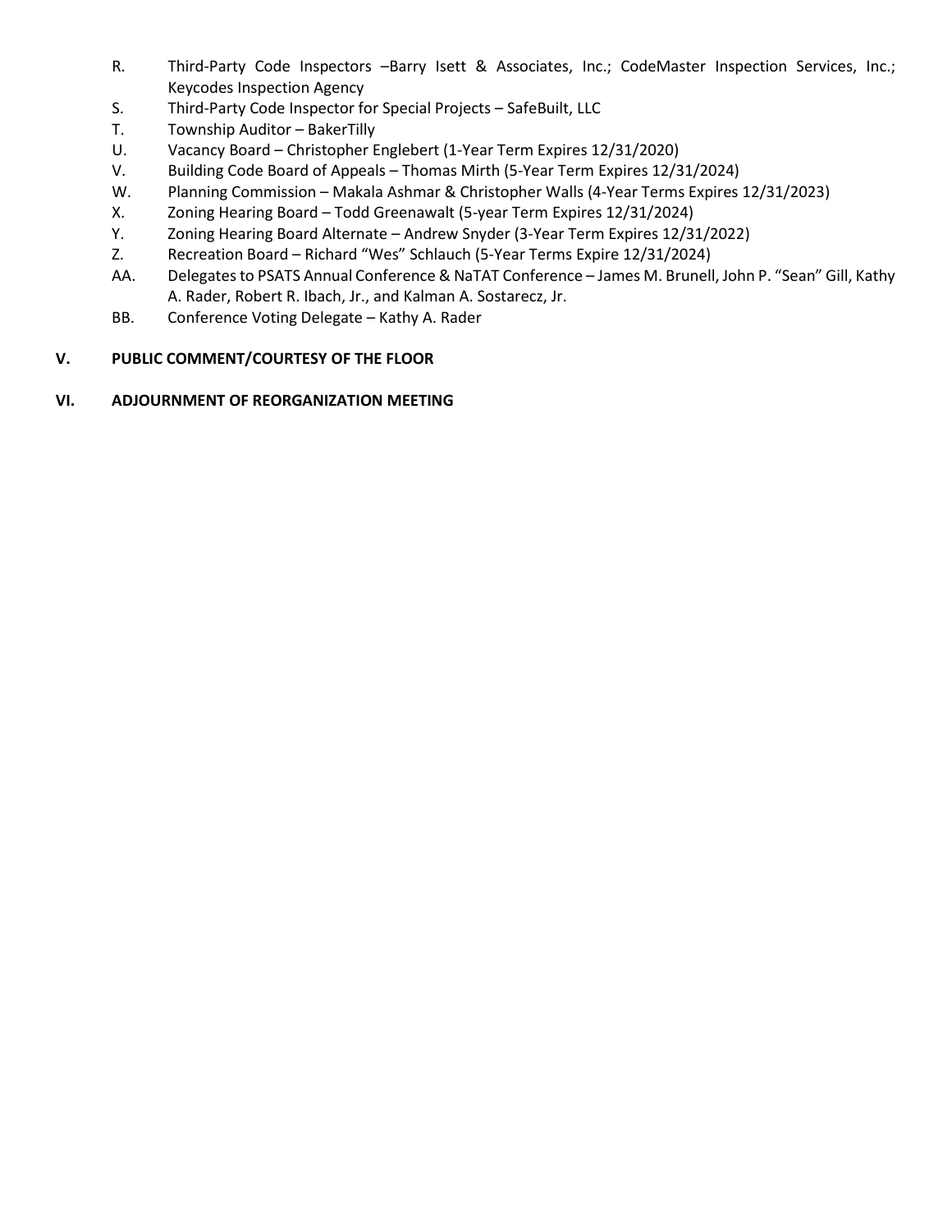R. Third-Party Code Inspectors –Barry Isett & Associates, Inc.; CodeMaster Inspection Services, Inc.; Keycodes Inspection Agency

S. Third-Party Code Inspector for Special Projects – SafeBuilt, LLC

T. Township Auditor – BakerTilly

U. Vacancy Board – Christopher Englebert (1-Year Term Expires 12/31/2020)

V. Building Code Board of Appeals – Thomas Mirth (5-Year Term Expires 12/31/2024)

W. Planning Commission – Makala Ashmar & Christopher Walls (4-Year Terms Expires 12/31/2023)

X. Zoning Hearing Board – Todd Greenawalt (5-year Term Expires 12/31/2024)

Y. Zoning Hearing Board Alternate – Andrew Snyder (3-Year Term Expires 12/31/2022)

Z. Recreation Board – Richard "Wes" Schlauch (5-Year Terms Expire 12/31/2024)

AA. Delegates to PSATS Annual Conference & NaTAT Conference – James M. Brunell, John P. "Sean" Gill, Kathy A. Rader, Robert R. Ibach, Jr., and Kalman A. Sostarecz, Jr.

BB. Conference Voting Delegate – Kathy A. Rader

**V. PUBLIC COMMENT/COURTESY OF THE FLOOR**

**VI. ADJOURNMENT OF REORGANIZATION MEETING**